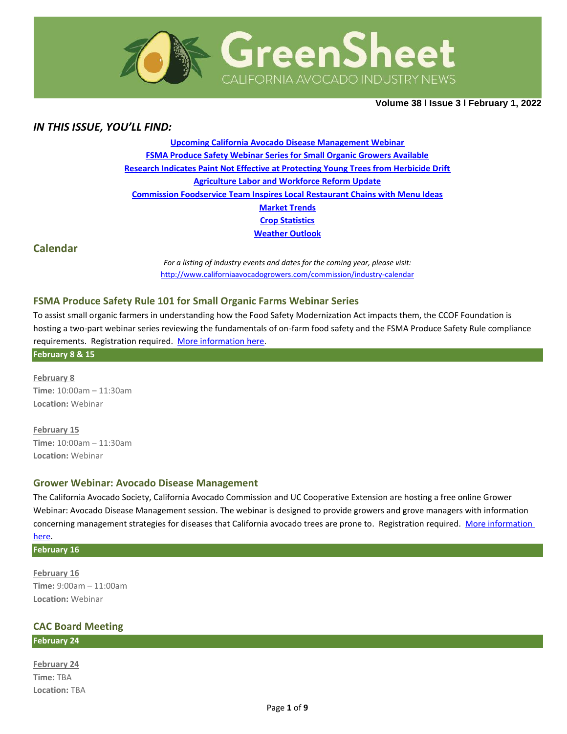# GreenSheet

CALIFORNIA AVOCADO INDUSTRY NEWS

**Volume 38 I Issue 3 I February 1, 2022**

## *IN THIS ISSUE, YOU'LL FIND:*

**Upcoming California Avocado Disease Management Webinar**

**FSMA Produce Safety Webinar Series for Small Organic Growers Available**

**Research Indicates Paint Not Effective at Protecting Young Trees from Herbicide Drift**

**Agriculture Labor and Workforce Reform Update**

**Commission Foodservice Team Inspires Local Restaurant Chains with Menu Ideas**

**Market Trends**

**Crop Statistics**

**Weather Outlook**

## Calendar

*For a listing of industry events and dates for the coming year, please visit:*
http://www.californiaavocadogrowers.com/commission/industry-calendar

### FSMA Produce Safety Rule 101 for Small Organic Farms Webinar Series

To assist small organic farmers in understanding how the Food Safety Modernization Act impacts them, the CCOF Foundation is hosting a two-part webinar series reviewing the fundamentals of on-farm food safety and the FSMA Produce Safety Rule compliance requirements. Registration required. More information here.

**February 8 & 15**

**February 8**
**Time:** 10:00am – 11:30am
**Location:** Webinar

**February 15**
**Time:** 10:00am – 11:30am
**Location:** Webinar

### Grower Webinar: Avocado Disease Management

The California Avocado Society, California Avocado Commission and UC Cooperative Extension are hosting a free online Grower Webinar: Avocado Disease Management session. The webinar is designed to provide growers and grove managers with information concerning management strategies for diseases that California avocado trees are prone to. Registration required. More information here.

**February 16**

**February 16**
**Time:** 9:00am – 11:00am
**Location:** Webinar

### CAC Board Meeting

**February 24**

**February 24**
**Time:** TBA
**Location:** TBA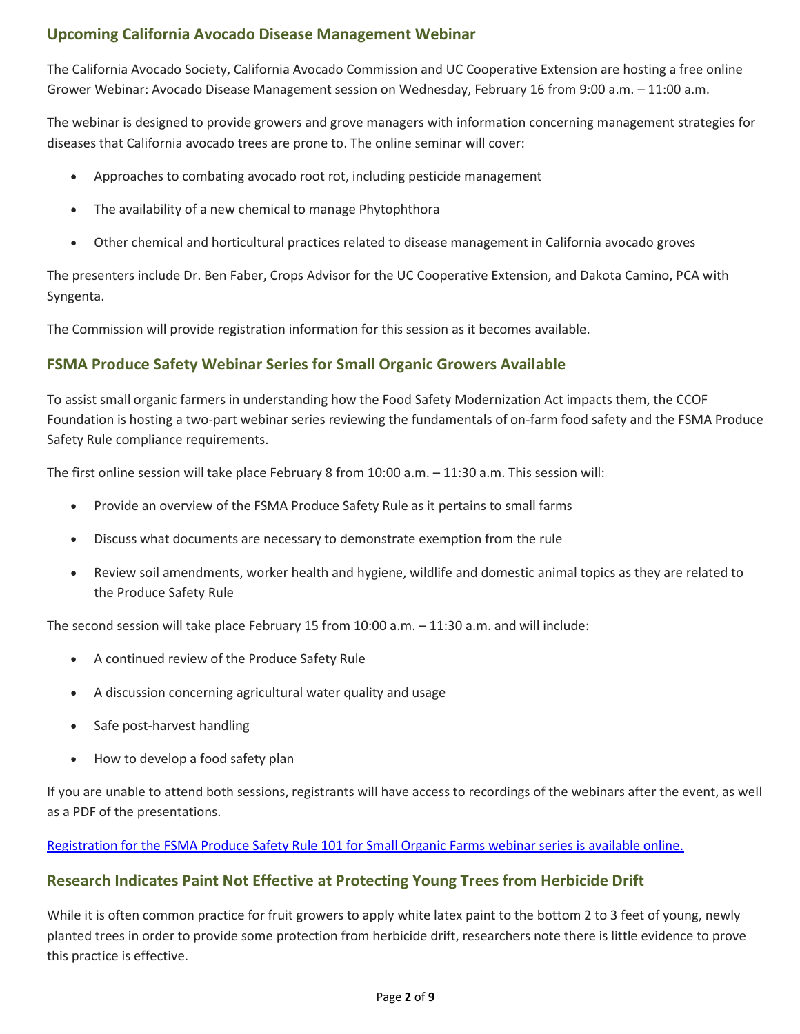## Upcoming California Avocado Disease Management Webinar

The California Avocado Society, California Avocado Commission and UC Cooperative Extension are hosting a free online Grower Webinar: Avocado Disease Management session on Wednesday, February 16 from 9:00 a.m. – 11:00 a.m.

The webinar is designed to provide growers and grove managers with information concerning management strategies for diseases that California avocado trees are prone to. The online seminar will cover:

- Approaches to combating avocado root rot, including pesticide management
- The availability of a new chemical to manage Phytophthora
- Other chemical and horticultural practices related to disease management in California avocado groves

The presenters include Dr. Ben Faber, Crops Advisor for the UC Cooperative Extension, and Dakota Camino, PCA with Syngenta.

The Commission will provide registration information for this session as it becomes available.

## FSMA Produce Safety Webinar Series for Small Organic Growers Available

To assist small organic farmers in understanding how the Food Safety Modernization Act impacts them, the CCOF Foundation is hosting a two-part webinar series reviewing the fundamentals of on-farm food safety and the FSMA Produce Safety Rule compliance requirements.

The first online session will take place February 8 from 10:00 a.m. – 11:30 a.m. This session will:

- Provide an overview of the FSMA Produce Safety Rule as it pertains to small farms
- Discuss what documents are necessary to demonstrate exemption from the rule
- Review soil amendments, worker health and hygiene, wildlife and domestic animal topics as they are related to the Produce Safety Rule

The second session will take place February 15 from 10:00 a.m. – 11:30 a.m. and will include:

- A continued review of the Produce Safety Rule
- A discussion concerning agricultural water quality and usage
- Safe post-harvest handling
- How to develop a food safety plan

If you are unable to attend both sessions, registrants will have access to recordings of the webinars after the event, as well as a PDF of the presentations.

Registration for the FSMA Produce Safety Rule 101 for Small Organic Farms webinar series is available online.

## Research Indicates Paint Not Effective at Protecting Young Trees from Herbicide Drift

While it is often common practice for fruit growers to apply white latex paint to the bottom 2 to 3 feet of young, newly planted trees in order to provide some protection from herbicide drift, researchers note there is little evidence to prove this practice is effective.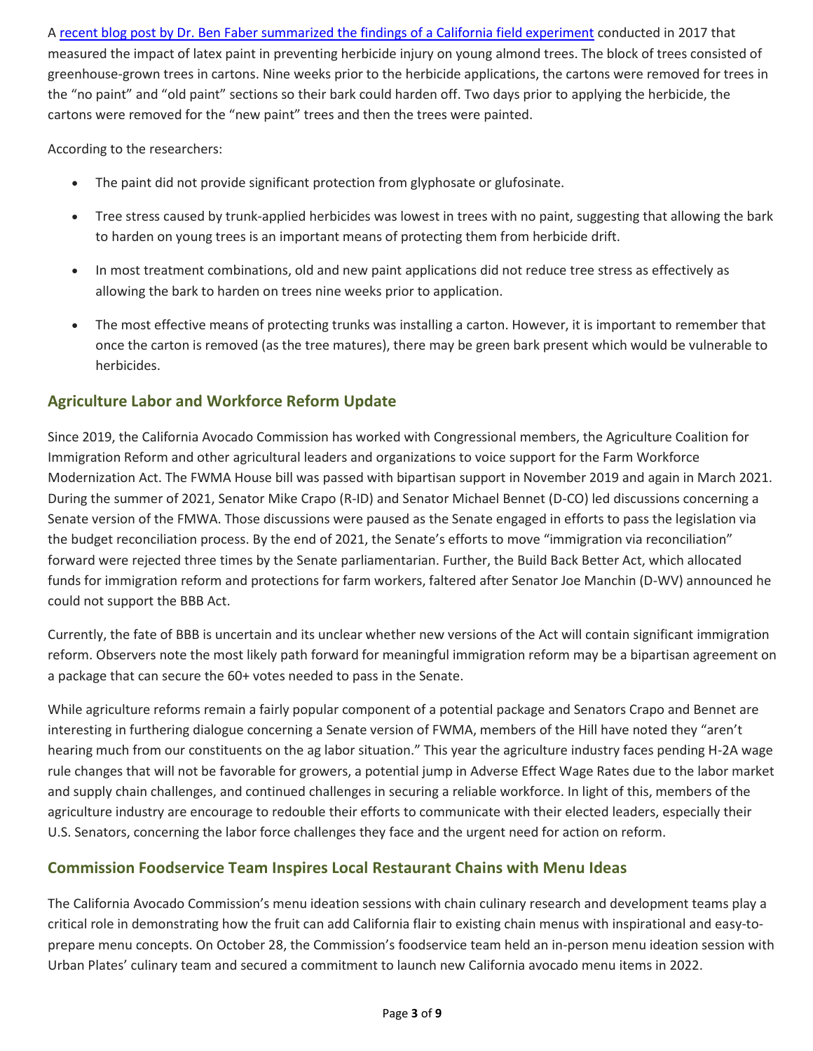A [recent blog post by Dr. Ben Faber summarized the findings of a California field experiment]() conducted in 2017 that measured the impact of latex paint in preventing herbicide injury on young almond trees. The block of trees consisted of greenhouse-grown trees in cartons. Nine weeks prior to the herbicide applications, the cartons were removed for trees in the "no paint" and "old paint" sections so their bark could harden off. Two days prior to applying the herbicide, the cartons were removed for the "new paint" trees and then the trees were painted.

According to the researchers:

- The paint did not provide significant protection from glyphosate or glufosinate.
- Tree stress caused by trunk-applied herbicides was lowest in trees with no paint, suggesting that allowing the bark to harden on young trees is an important means of protecting them from herbicide drift.
- In most treatment combinations, old and new paint applications did not reduce tree stress as effectively as allowing the bark to harden on trees nine weeks prior to application.
- The most effective means of protecting trunks was installing a carton. However, it is important to remember that once the carton is removed (as the tree matures), there may be green bark present which would be vulnerable to herbicides.

## Agriculture Labor and Workforce Reform Update

Since 2019, the California Avocado Commission has worked with Congressional members, the Agriculture Coalition for Immigration Reform and other agricultural leaders and organizations to voice support for the Farm Workforce Modernization Act. The FWMA House bill was passed with bipartisan support in November 2019 and again in March 2021. During the summer of 2021, Senator Mike Crapo (R-ID) and Senator Michael Bennet (D-CO) led discussions concerning a Senate version of the FMWA. Those discussions were paused as the Senate engaged in efforts to pass the legislation via the budget reconciliation process. By the end of 2021, the Senate's efforts to move "immigration via reconciliation" forward were rejected three times by the Senate parliamentarian. Further, the Build Back Better Act, which allocated funds for immigration reform and protections for farm workers, faltered after Senator Joe Manchin (D-WV) announced he could not support the BBB Act.

Currently, the fate of BBB is uncertain and its unclear whether new versions of the Act will contain significant immigration reform. Observers note the most likely path forward for meaningful immigration reform may be a bipartisan agreement on a package that can secure the 60+ votes needed to pass in the Senate.

While agriculture reforms remain a fairly popular component of a potential package and Senators Crapo and Bennet are interesting in furthering dialogue concerning a Senate version of FWMA, members of the Hill have noted they "aren't hearing much from our constituents on the ag labor situation." This year the agriculture industry faces pending H-2A wage rule changes that will not be favorable for growers, a potential jump in Adverse Effect Wage Rates due to the labor market and supply chain challenges, and continued challenges in securing a reliable workforce. In light of this, members of the agriculture industry are encourage to redouble their efforts to communicate with their elected leaders, especially their U.S. Senators, concerning the labor force challenges they face and the urgent need for action on reform.

## Commission Foodservice Team Inspires Local Restaurant Chains with Menu Ideas

The California Avocado Commission's menu ideation sessions with chain culinary research and development teams play a critical role in demonstrating how the fruit can add California flair to existing chain menus with inspirational and easy-to-prepare menu concepts. On October 28, the Commission's foodservice team held an in-person menu ideation session with Urban Plates' culinary team and secured a commitment to launch new California avocado menu items in 2022.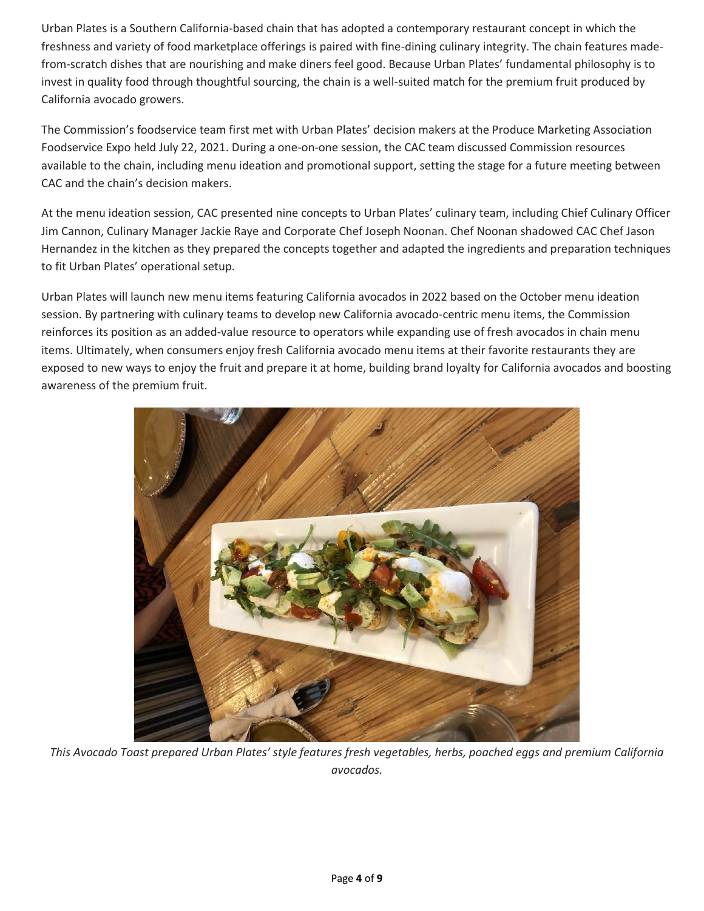Urban Plates is a Southern California-based chain that has adopted a contemporary restaurant concept in which the freshness and variety of food marketplace offerings is paired with fine-dining culinary integrity. The chain features made-from-scratch dishes that are nourishing and make diners feel good. Because Urban Plates' fundamental philosophy is to invest in quality food through thoughtful sourcing, the chain is a well-suited match for the premium fruit produced by California avocado growers.

The Commission's foodservice team first met with Urban Plates' decision makers at the Produce Marketing Association Foodservice Expo held July 22, 2021. During a one-on-one session, the CAC team discussed Commission resources available to the chain, including menu ideation and promotional support, setting the stage for a future meeting between CAC and the chain's decision makers.

At the menu ideation session, CAC presented nine concepts to Urban Plates' culinary team, including Chief Culinary Officer Jim Cannon, Culinary Manager Jackie Raye and Corporate Chef Joseph Noonan. Chef Noonan shadowed CAC Chef Jason Hernandez in the kitchen as they prepared the concepts together and adapted the ingredients and preparation techniques to fit Urban Plates' operational setup.

Urban Plates will launch new menu items featuring California avocados in 2022 based on the October menu ideation session. By partnering with culinary teams to develop new California avocado-centric menu items, the Commission reinforces its position as an added-value resource to operators while expanding use of fresh avocados in chain menu items. Ultimately, when consumers enjoy fresh California avocado menu items at their favorite restaurants they are exposed to new ways to enjoy the fruit and prepare it at home, building brand loyalty for California avocados and boosting awareness of the premium fruit.

*This Avocado Toast prepared Urban Plates' style features fresh vegetables, herbs, poached eggs and premium California avocados.*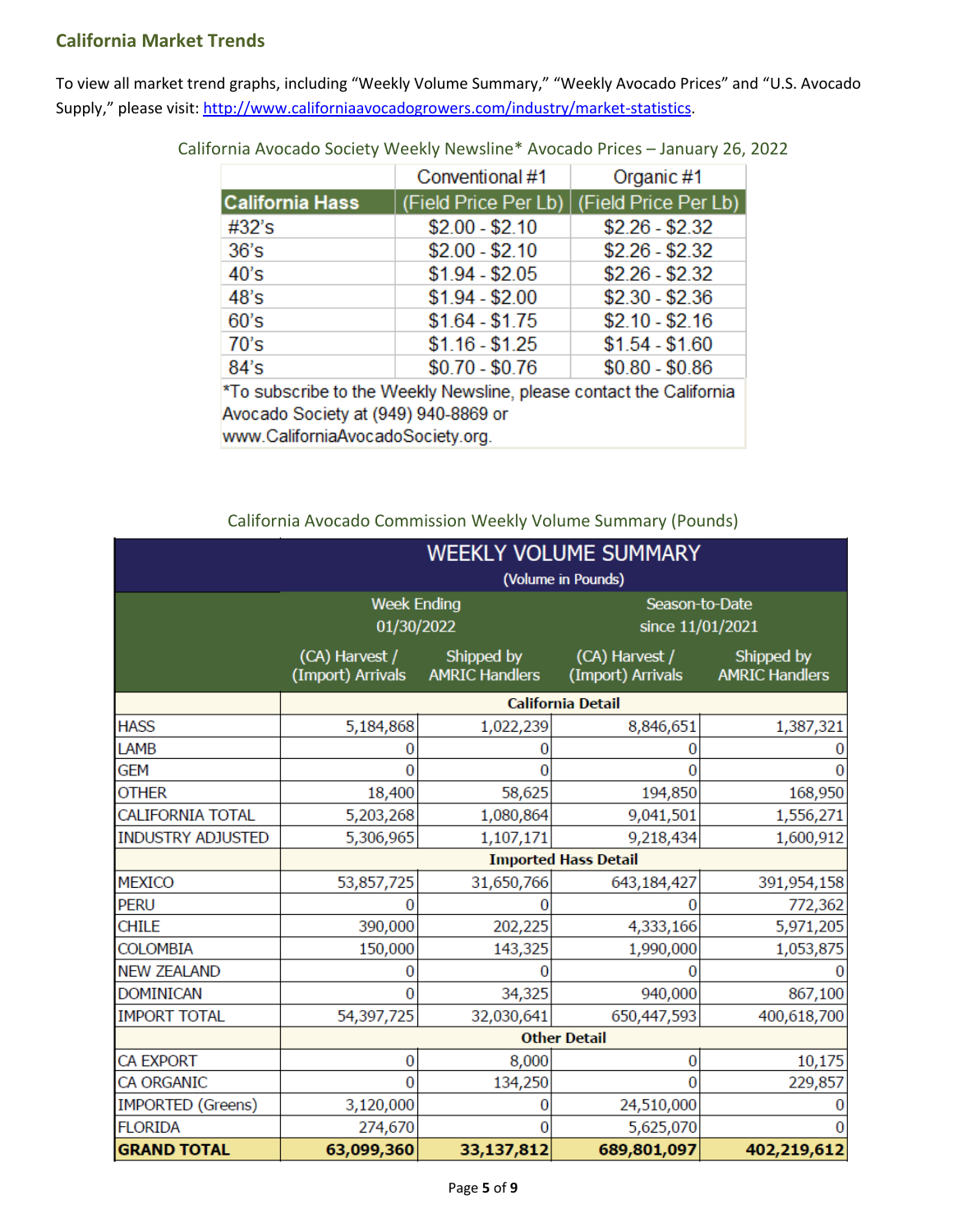## California Market Trends

To view all market trend graphs, including "Weekly Volume Summary," "Weekly Avocado Prices" and "U.S. Avocado Supply," please visit: [http://www.californiaavocadogrowers.com/industry/market-statistics](http://www.californiaavocadogrowers.com/industry/market-statistics).

California Avocado Society Weekly Newsline* Avocado Prices – January 26, 2022

| | Conventional #1 | Organic #1 |
|---|---|---|
| **California Hass** | (Field Price Per Lb) | (Field Price Per Lb) |
| #32's | $2.00 - $2.10 | $2.26 - $2.32 |
| 36's | $2.00 - $2.10 | $2.26 - $2.32 |
| 40's | $1.94 - $2.05 | $2.26 - $2.32 |
| 48's | $1.94 - $2.00 | $2.30 - $2.36 |
| 60's | $1.64 - $1.75 | $2.10 - $2.16 |
| 70's | $1.16 - $1.25 | $1.54 - $1.60 |
| 84's | $0.70 - $0.76 | $0.80 - $0.86 |

*To subscribe to the Weekly Newsline, please contact the California Avocado Society at (949) 940-8869 or www.CaliforniaAvocadoSociety.org.

California Avocado Commission Weekly Volume Summary (Pounds)

| | WEEKLY VOLUME SUMMARY (Volume in Pounds) | | | |
|---|---|---|---|---|
| | Week Ending 01/30/2022 | | Season-to-Date since 11/01/2021 | |
| | (CA) Harvest / (Import) Arrivals | Shipped by AMRIC Handlers | (CA) Harvest / (Import) Arrivals | Shipped by AMRIC Handlers |
| | **California Detail** | | | |
| HASS | 5,184,868 | 1,022,239 | 8,846,651 | 1,387,321 |
| LAMB | 0 | 0 | 0 | 0 |
| GEM | 0 | 0 | 0 | 0 |
| OTHER | 18,400 | 58,625 | 194,850 | 168,950 |
| CALIFORNIA TOTAL | 5,203,268 | 1,080,864 | 9,041,501 | 1,556,271 |
| INDUSTRY ADJUSTED | 5,306,965 | 1,107,171 | 9,218,434 | 1,600,912 |
| | **Imported Hass Detail** | | | |
| MEXICO | 53,857,725 | 31,650,766 | 643,184,427 | 391,954,158 |
| PERU | 0 | 0 | 0 | 772,362 |
| CHILE | 390,000 | 202,225 | 4,333,166 | 5,971,205 |
| COLOMBIA | 150,000 | 143,325 | 1,990,000 | 1,053,875 |
| NEW ZEALAND | 0 | 0 | 0 | 0 |
| DOMINICAN | 0 | 34,325 | 940,000 | 867,100 |
| IMPORT TOTAL | 54,397,725 | 32,030,641 | 650,447,593 | 400,618,700 |
| | **Other Detail** | | | |
| CA EXPORT | 0 | 8,000 | 0 | 10,175 |
| CA ORGANIC | 0 | 134,250 | 0 | 229,857 |
| IMPORTED (Greens) | 3,120,000 | 0 | 24,510,000 | 0 |
| FLORIDA | 274,670 | 0 | 5,625,070 | 0 |
| **GRAND TOTAL** | **63,099,360** | **33,137,812** | **689,801,097** | **402,219,612** |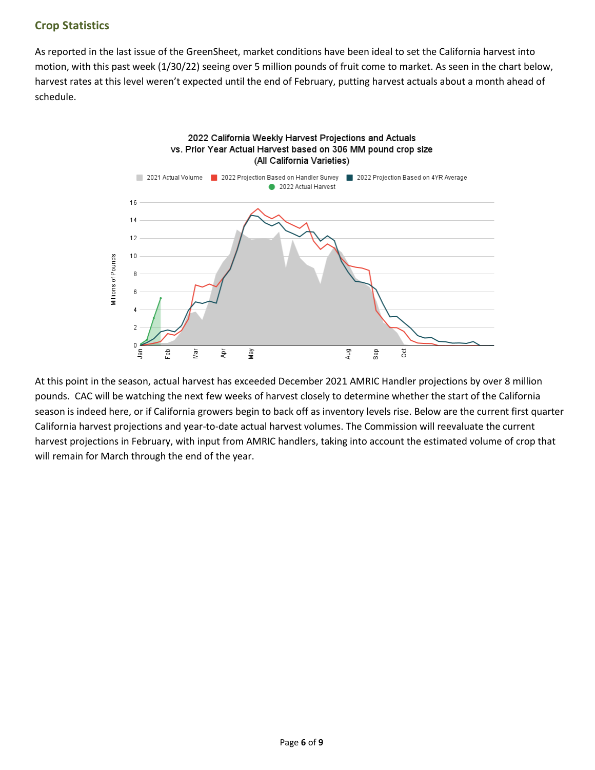## Crop Statistics

As reported in the last issue of the GreenSheet, market conditions have been ideal to set the California harvest into motion, with this past week (1/30/22) seeing over 5 million pounds of fruit come to market. As seen in the chart below, harvest rates at this level weren't expected until the end of February, putting harvest actuals about a month ahead of schedule.

2022 California Weekly Harvest Projections and Actuals
vs. Prior Year Actual Harvest based on 306 MM pound crop size
(All California Varieties)

2021 Actual Volume
2022 Projection Based on Handler Survey
2022 Projection Based on 4YR Average
2022 Actual Harvest

Millions of Pounds

16
14
12
10
8
6
4
2
0

Jan
Feb
Mar
Apr
May
Aug
Sep
Oct

At this point in the season, actual harvest has exceeded December 2021 AMRIC Handler projections by over 8 million pounds. CAC will be watching the next few weeks of harvest closely to determine whether the start of the California season is indeed here, or if California growers begin to back off as inventory levels rise. Below are the current first quarter California harvest projections and year-to-date actual harvest volumes. The Commission will reevaluate the current harvest projections in February, with input from AMRIC handlers, taking into account the estimated volume of crop that will remain for March through the end of the year.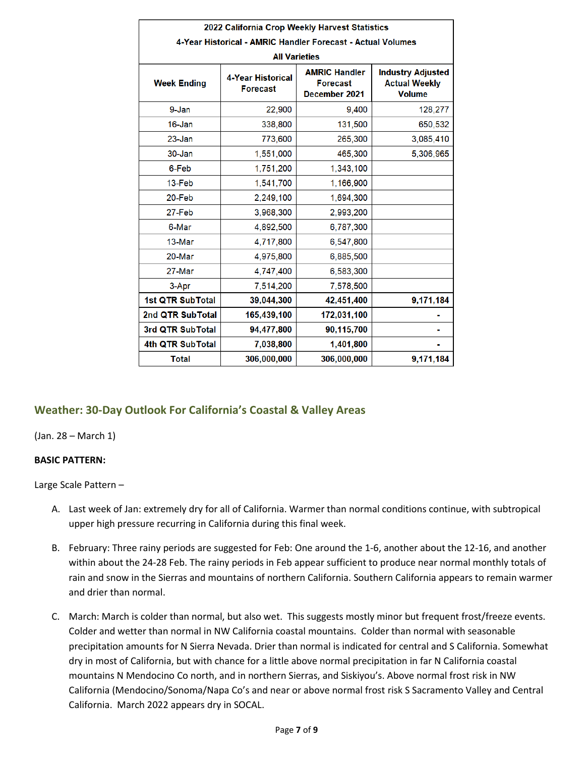| 2022 California Crop Weekly Harvest Statistics<br>4-Year Historical - AMRIC Handler Forecast - Actual Volumes<br>All Varieties | | | |
|---|---|---|---|
| **Week Ending** | **4-Year Historical Forecast** | **AMRIC Handler Forecast December 2021** | **Industry Adjusted Actual Weekly Volume** |
| 9-Jan | 22,900 | 9,400 | 128,277 |
| 16-Jan | 338,800 | 131,500 | 650,532 |
| 23-Jan | 773,600 | 265,300 | 3,085,410 |
| 30-Jan | 1,551,000 | 465,300 | 5,306,965 |
| 6-Feb | 1,751,200 | 1,343,100 | |
| 13-Feb | 1,541,700 | 1,166,900 | |
| 20-Feb | 2,249,100 | 1,694,300 | |
| 27-Feb | 3,968,300 | 2,993,200 | |
| 6-Mar | 4,892,500 | 6,787,300 | |
| 13-Mar | 4,717,800 | 6,547,800 | |
| 20-Mar | 4,975,800 | 6,885,500 | |
| 27-Mar | 4,747,400 | 6,583,300 | |
| 3-Apr | 7,514,200 | 7,578,500 | |
| **1st QTR SubTotal** | **39,044,300** | **42,451,400** | **9,171,184** |
| **2nd QTR SubTotal** | **165,439,100** | **172,031,100** | **-** |
| **3rd QTR SubTotal** | **94,477,800** | **90,115,700** | **-** |
| **4th QTR SubTotal** | **7,038,800** | **1,401,800** | **-** |
| **Total** | **306,000,000** | **306,000,000** | **9,171,184** |

## Weather: 30-Day Outlook For California's Coastal & Valley Areas

(Jan. 28 – March 1)

**BASIC PATTERN:**

Large Scale Pattern –

A. Last week of Jan: extremely dry for all of California. Warmer than normal conditions continue, with subtropical upper high pressure recurring in California during this final week.

B. February: Three rainy periods are suggested for Feb: One around the 1-6, another about the 12-16, and another within about the 24-28 Feb. The rainy periods in Feb appear sufficient to produce near normal monthly totals of rain and snow in the Sierras and mountains of northern California. Southern California appears to remain warmer and drier than normal.

C. March: March is colder than normal, but also wet. This suggests mostly minor but frequent frost/freeze events. Colder and wetter than normal in NW California coastal mountains. Colder than normal with seasonable precipitation amounts for N Sierra Nevada. Drier than normal is indicated for central and S California. Somewhat dry in most of California, but with chance for a little above normal precipitation in far N California coastal mountains N Mendocino Co north, and in northern Sierras, and Siskiyou's. Above normal frost risk in NW California (Mendocino/Sonoma/Napa Co's and near or above normal frost risk S Sacramento Valley and Central California. March 2022 appears dry in SOCAL.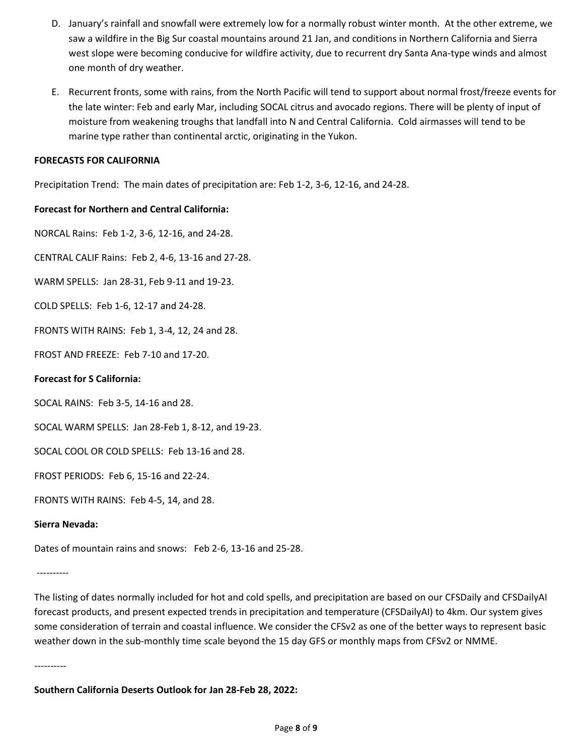D. January's rainfall and snowfall were extremely low for a normally robust winter month. At the other extreme, we saw a wildfire in the Big Sur coastal mountains around 21 Jan, and conditions in Northern California and Sierra west slope were becoming conducive for wildfire activity, due to recurrent dry Santa Ana-type winds and almost one month of dry weather.

E. Recurrent fronts, some with rains, from the North Pacific will tend to support about normal frost/freeze events for the late winter: Feb and early Mar, including SOCAL citrus and avocado regions. There will be plenty of input of moisture from weakening troughs that landfall into N and Central California. Cold airmasses will tend to be marine type rather than continental arctic, originating in the Yukon.

**FORECASTS FOR CALIFORNIA**

Precipitation Trend: The main dates of precipitation are: Feb 1-2, 3-6, 12-16, and 24-28.

**Forecast for Northern and Central California:**

NORCAL Rains: Feb 1-2, 3-6, 12-16, and 24-28.

CENTRAL CALIF Rains: Feb 2, 4-6, 13-16 and 27-28.

WARM SPELLS: Jan 28-31, Feb 9-11 and 19-23.

COLD SPELLS: Feb 1-6, 12-17 and 24-28.

FRONTS WITH RAINS: Feb 1, 3-4, 12, 24 and 28.

FROST AND FREEZE: Feb 7-10 and 17-20.

**Forecast for S California:**

SOCAL RAINS: Feb 3-5, 14-16 and 28.

SOCAL WARM SPELLS: Jan 28-Feb 1, 8-12, and 19-23.

SOCAL COOL OR COLD SPELLS: Feb 13-16 and 28.

FROST PERIODS: Feb 6, 15-16 and 22-24.

FRONTS WITH RAINS: Feb 4-5, 14, and 28.

**Sierra Nevada:**

Dates of mountain rains and snows: Feb 2-6, 13-16 and 25-28.

----------

The listing of dates normally included for hot and cold spells, and precipitation are based on our CFSDaily and CFSDailyAI forecast products, and present expected trends in precipitation and temperature (CFSDailyAI) to 4km. Our system gives some consideration of terrain and coastal influence. We consider the CFSv2 as one of the better ways to represent basic weather down in the sub-monthly time scale beyond the 15 day GFS or monthly maps from CFSv2 or NMME.

----------

**Southern California Deserts Outlook for Jan 28-Feb 28, 2022:**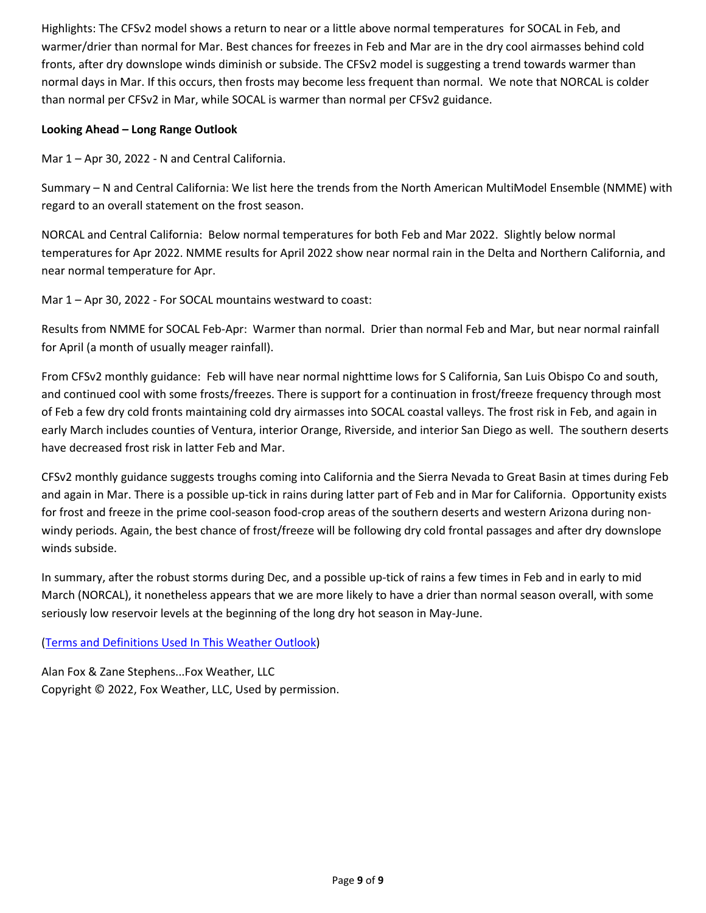Highlights: The CFSv2 model shows a return to near or a little above normal temperatures for SOCAL in Feb, and warmer/drier than normal for Mar. Best chances for freezes in Feb and Mar are in the dry cool airmasses behind cold fronts, after dry downslope winds diminish or subside. The CFSv2 model is suggesting a trend towards warmer than normal days in Mar. If this occurs, then frosts may become less frequent than normal. We note that NORCAL is colder than normal per CFSv2 in Mar, while SOCAL is warmer than normal per CFSv2 guidance.

**Looking Ahead – Long Range Outlook**

Mar 1 – Apr 30, 2022 - N and Central California.

Summary – N and Central California: We list here the trends from the North American MultiModel Ensemble (NMME) with regard to an overall statement on the frost season.

NORCAL and Central California: Below normal temperatures for both Feb and Mar 2022. Slightly below normal temperatures for Apr 2022. NMME results for April 2022 show near normal rain in the Delta and Northern California, and near normal temperature for Apr.

Mar 1 – Apr 30, 2022 - For SOCAL mountains westward to coast:

Results from NMME for SOCAL Feb-Apr: Warmer than normal. Drier than normal Feb and Mar, but near normal rainfall for April (a month of usually meager rainfall).

From CFSv2 monthly guidance: Feb will have near normal nighttime lows for S California, San Luis Obispo Co and south, and continued cool with some frosts/freezes. There is support for a continuation in frost/freeze frequency through most of Feb a few dry cold fronts maintaining cold dry airmasses into SOCAL coastal valleys. The frost risk in Feb, and again in early March includes counties of Ventura, interior Orange, Riverside, and interior San Diego as well. The southern deserts have decreased frost risk in latter Feb and Mar.

CFSv2 monthly guidance suggests troughs coming into California and the Sierra Nevada to Great Basin at times during Feb and again in Mar. There is a possible up-tick in rains during latter part of Feb and in Mar for California. Opportunity exists for frost and freeze in the prime cool-season food-crop areas of the southern deserts and western Arizona during non-windy periods. Again, the best chance of frost/freeze will be following dry cold frontal passages and after dry downslope winds subside.

In summary, after the robust storms during Dec, and a possible up-tick of rains a few times in Feb and in early to mid March (NORCAL), it nonetheless appears that we are more likely to have a drier than normal season overall, with some seriously low reservoir levels at the beginning of the long dry hot season in May-June.

(Terms and Definitions Used In This Weather Outlook)

Alan Fox & Zane Stephens...Fox Weather, LLC
Copyright © 2022, Fox Weather, LLC, Used by permission.